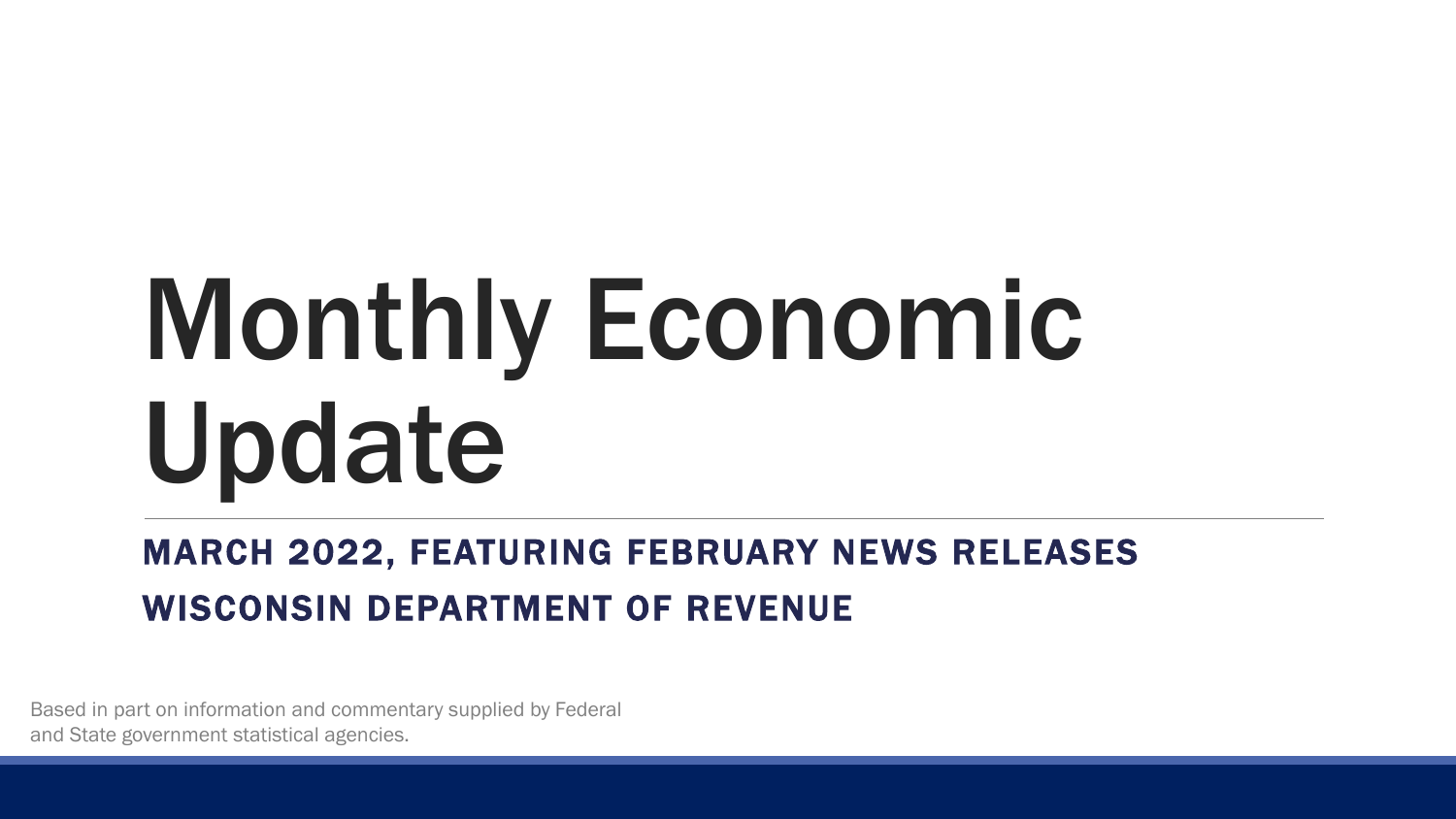# Monthly Economic Update

## MARCH 2022, FEATURING FEBRUARY NEWS RELEASES

## WISCONSIN DEPARTMENT OF REVENUE

Based in part on information and commentary supplied by Federal and State government statistical agencies.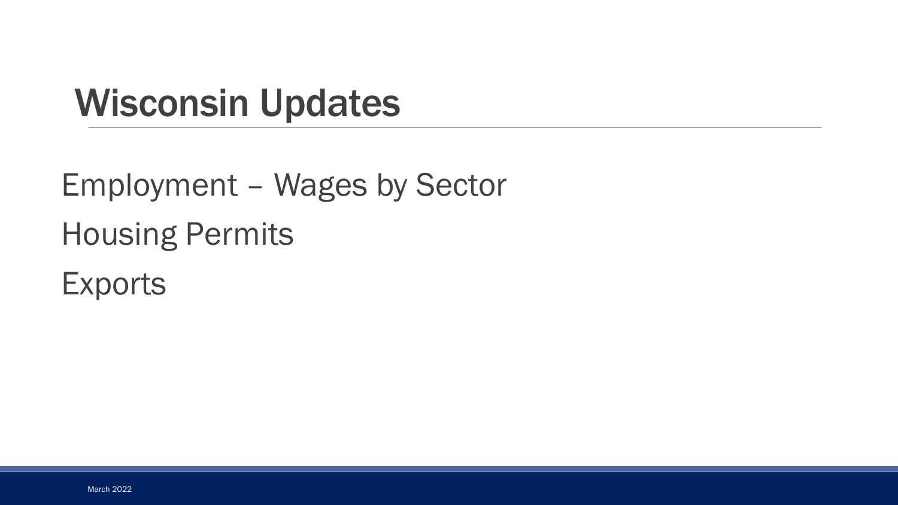# Wisconsin Updates

Employment – Wages by Sector

Housing Permits

Exports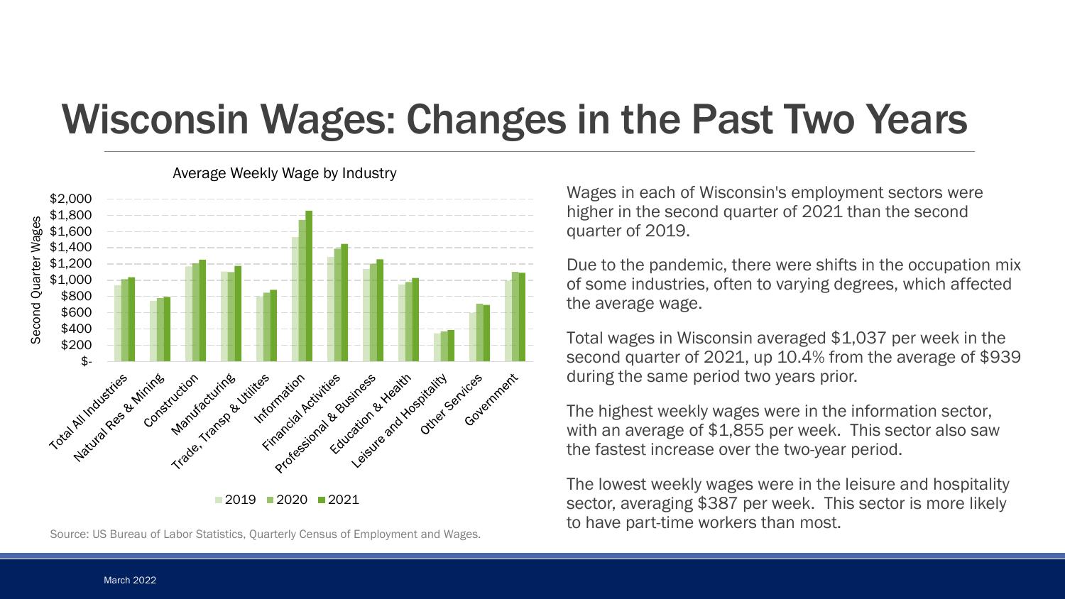# Wisconsin Wages: Changes in the Past Two Years

Average Weekly Wage by Industry

Source: US Bureau of Labor Statistics, Quarterly Census of Employment and Wages.

Wages in each of Wisconsin's employment sectors were higher in the second quarter of 2021 than the second quarter of 2019.

Due to the pandemic, there were shifts in the occupation mix of some industries, often to varying degrees, which affected the average wage.

Total wages in Wisconsin averaged $1,037 per week in the second quarter of 2021, up 10.4% from the average of $939 during the same period two years prior.

The highest weekly wages were in the information sector, with an average of $1,855 per week. This sector also saw the fastest increase over the two-year period.

The lowest weekly wages were in the leisure and hospitality sector, averaging $387 per week. This sector is more likely to have part-time workers than most.

March 2022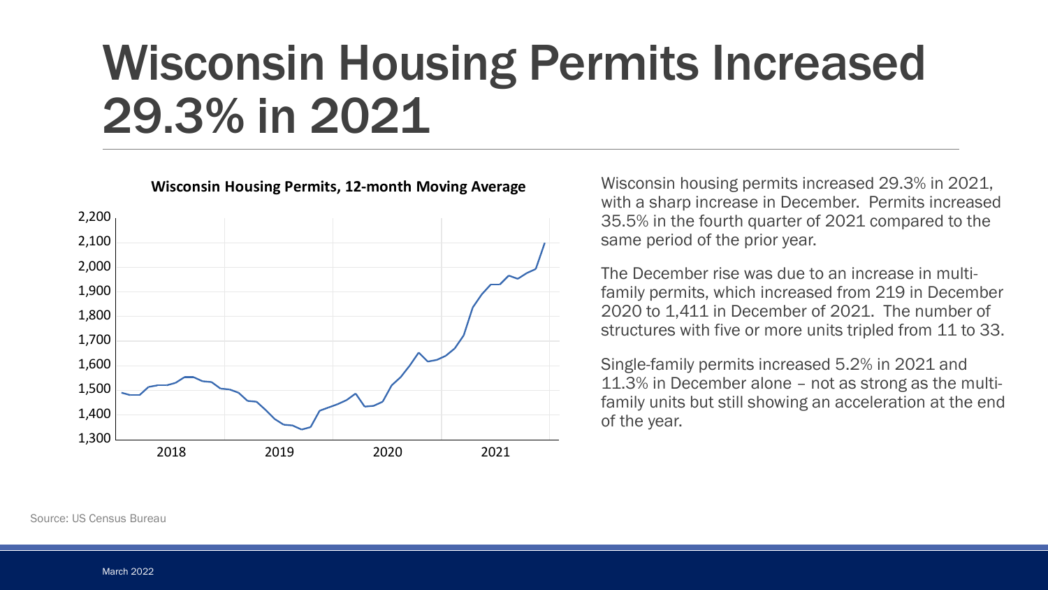# Wisconsin Housing Permits Increased 29.3% in 2021

**Wisconsin Housing Permits, 12-month Moving Average**

Wisconsin housing permits increased 29.3% in 2021, with a sharp increase in December. Permits increased 35.5% in the fourth quarter of 2021 compared to the same period of the prior year.

The December rise was due to an increase in multi-family permits, which increased from 219 in December 2020 to 1,411 in December of 2021. The number of structures with five or more units tripled from 11 to 33.

Single-family permits increased 5.2% in 2021 and 11.3% in December alone – not as strong as the multi-family units but still showing an acceleration at the end of the year.

Source: US Census Bureau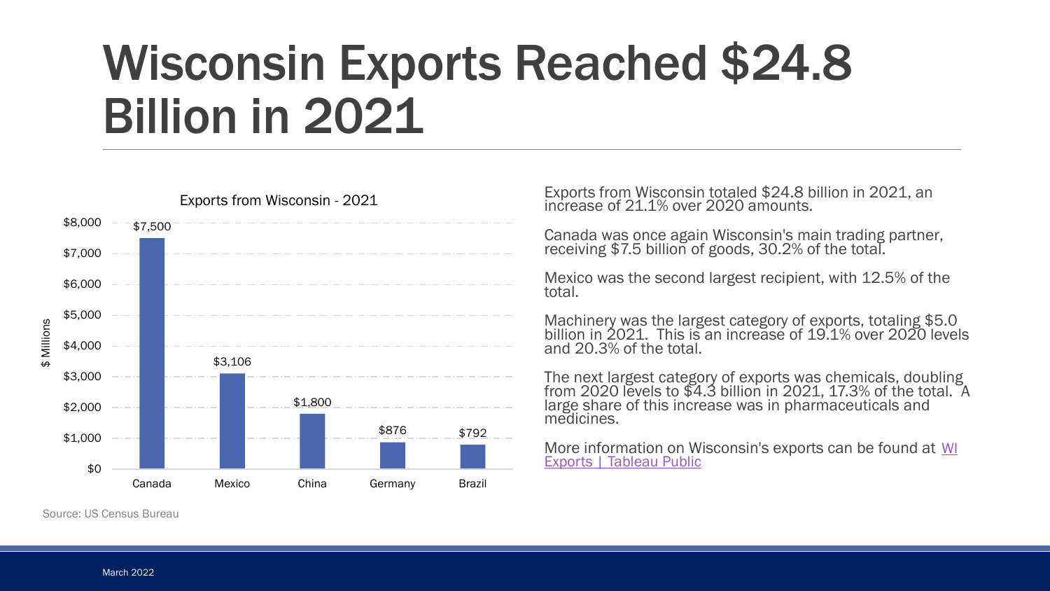# Wisconsin Exports Reached $24.8 Billion in 2021

**Exports from Wisconsin - 2021**

| Country | $ Millions |
|---|---|
| Canada | $7,500 |
| Mexico | $3,106 |
| China | $1,800 |
| Germany | $876 |
| Brazil | $792 |

Source: US Census Bureau

Exports from Wisconsin totaled $24.8 billion in 2021, an increase of 21.1% over 2020 amounts.

Canada was once again Wisconsin's main trading partner, receiving $7.5 billion of goods, 30.2% of the total.

Mexico was the second largest recipient, with 12.5% of the total.

Machinery was the largest category of exports, totaling $5.0 billion in 2021. This is an increase of 19.1% over 2020 levels and 20.3% of the total.

The next largest category of exports was chemicals, doubling from 2020 levels to $4.3 billion in 2021, 17.3% of the total. A large share of this increase was in pharmaceuticals and medicines.

More information on Wisconsin's exports can be found at WI Exports | Tableau Public

March 2022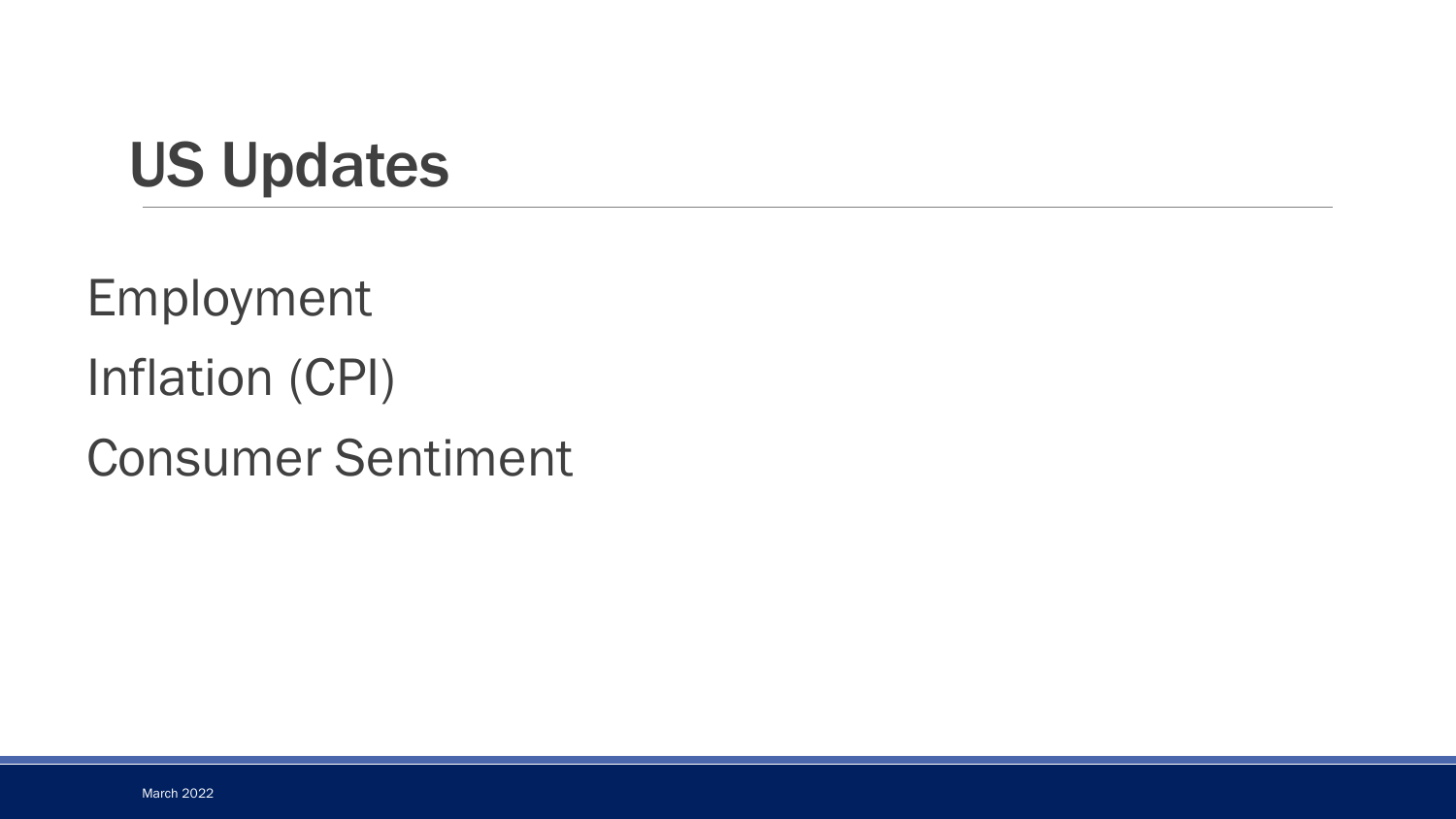# US Updates

Employment

Inflation (CPI)

Consumer Sentiment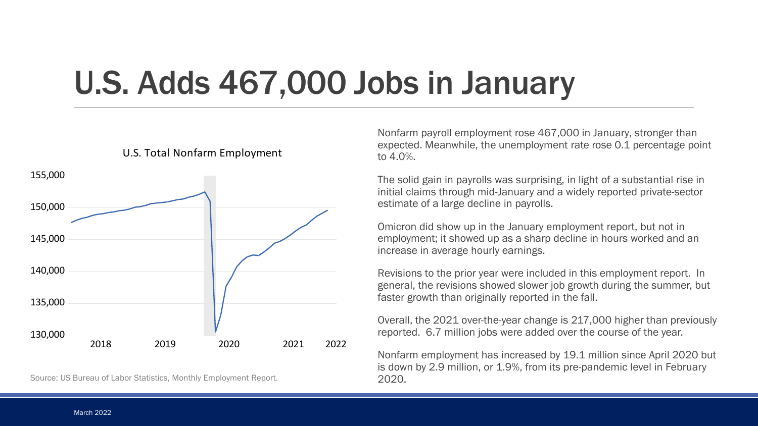# U.S. Adds 467,000 Jobs in January

U.S. Total Nonfarm Employment

Source: US Bureau of Labor Statistics, Monthly Employment Report.

Nonfarm payroll employment rose 467,000 in January, stronger than expected. Meanwhile, the unemployment rate rose 0.1 percentage point to 4.0%.

The solid gain in payrolls was surprising, in light of a substantial rise in initial claims through mid-January and a widely reported private-sector estimate of a large decline in payrolls.

Omicron did show up in the January employment report, but not in employment; it showed up as a sharp decline in hours worked and an increase in average hourly earnings.

Revisions to the prior year were included in this employment report. In general, the revisions showed slower job growth during the summer, but faster growth than originally reported in the fall.

Overall, the 2021 over-the-year change is 217,000 higher than previously reported. 6.7 million jobs were added over the course of the year.

Nonfarm employment has increased by 19.1 million since April 2020 but is down by 2.9 million, or 1.9%, from its pre-pandemic level in February 2020.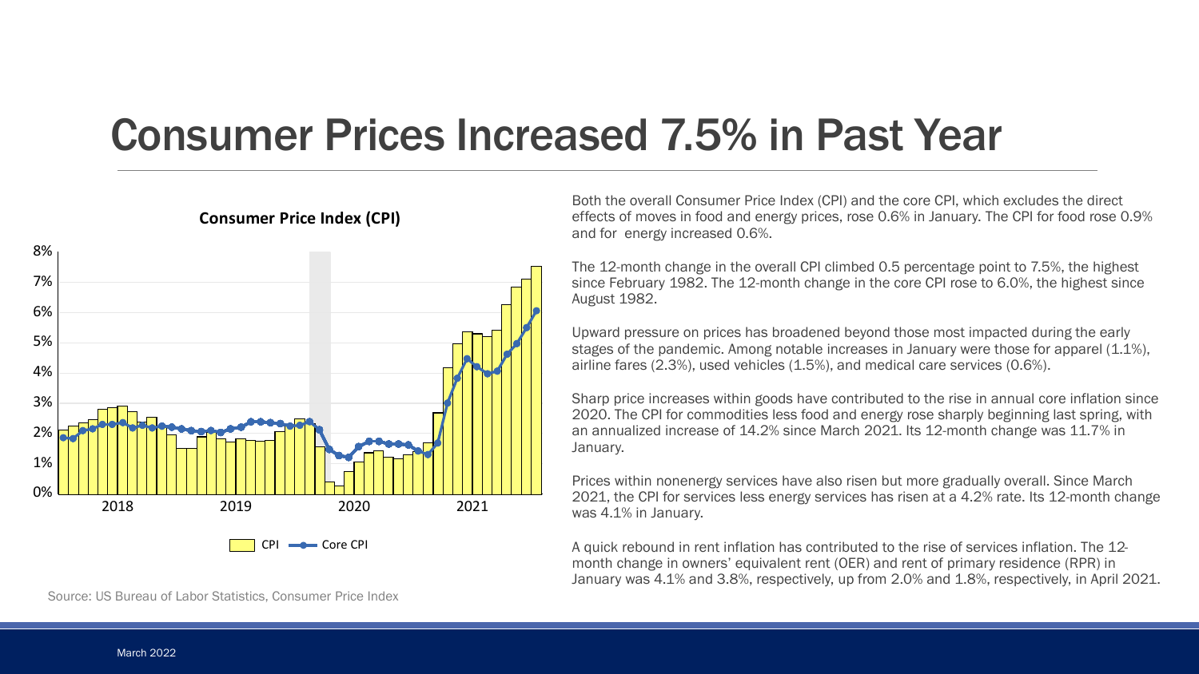# Consumer Prices Increased 7.5% in Past Year

**Consumer Price Index (CPI)**

CPI — Core CPI

Source: US Bureau of Labor Statistics, Consumer Price Index

Both the overall Consumer Price Index (CPI) and the core CPI, which excludes the direct effects of moves in food and energy prices, rose 0.6% in January. The CPI for food rose 0.9% and for energy increased 0.6%.

The 12-month change in the overall CPI climbed 0.5 percentage point to 7.5%, the highest since February 1982. The 12-month change in the core CPI rose to 6.0%, the highest since August 1982.

Upward pressure on prices has broadened beyond those most impacted during the early stages of the pandemic. Among notable increases in January were those for apparel (1.1%), airline fares (2.3%), used vehicles (1.5%), and medical care services (0.6%).

Sharp price increases within goods have contributed to the rise in annual core inflation since 2020. The CPI for commodities less food and energy rose sharply beginning last spring, with an annualized increase of 14.2% since March 2021. Its 12-month change was 11.7% in January.

Prices within nonenergy services have also risen but more gradually overall. Since March 2021, the CPI for services less energy services has risen at a 4.2% rate. Its 12-month change was 4.1% in January.

A quick rebound in rent inflation has contributed to the rise of services inflation. The 12-month change in owners' equivalent rent (OER) and rent of primary residence (RPR) in January was 4.1% and 3.8%, respectively, up from 2.0% and 1.8%, respectively, in April 2021.

March 2022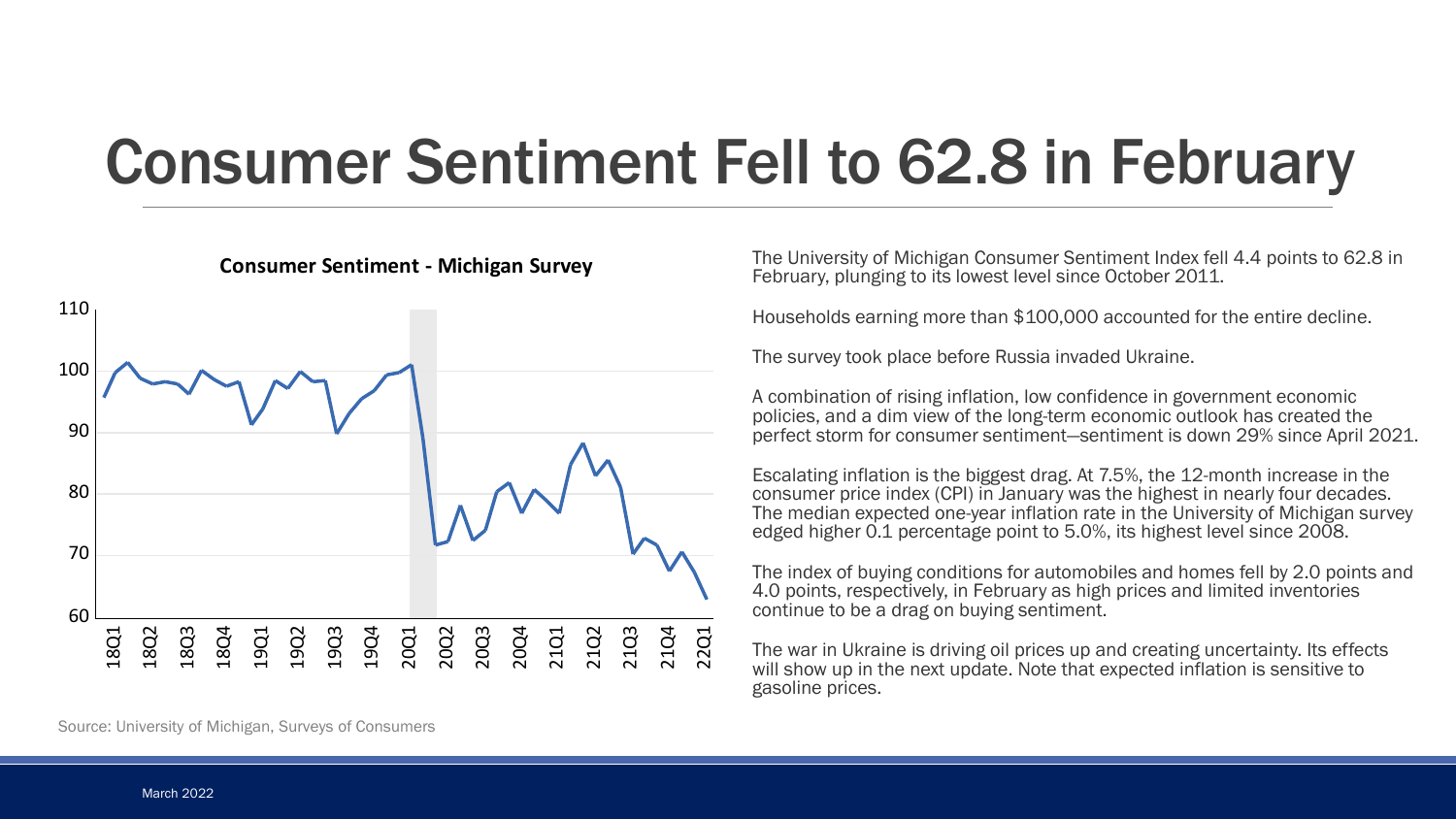# Consumer Sentiment Fell to 62.8 in February

**Consumer Sentiment - Michigan Survey**

Source: University of Michigan, Surveys of Consumers

The University of Michigan Consumer Sentiment Index fell 4.4 points to 62.8 in February, plunging to its lowest level since October 2011.

Households earning more than $100,000 accounted for the entire decline.

The survey took place before Russia invaded Ukraine.

A combination of rising inflation, low confidence in government economic policies, and a dim view of the long-term economic outlook has created the perfect storm for consumer sentiment—sentiment is down 29% since April 2021.

Escalating inflation is the biggest drag. At 7.5%, the 12-month increase in the consumer price index (CPI) in January was the highest in nearly four decades. The median expected one-year inflation rate in the University of Michigan survey edged higher 0.1 percentage point to 5.0%, its highest level since 2008.

The index of buying conditions for automobiles and homes fell by 2.0 points and 4.0 points, respectively, in February as high prices and limited inventories continue to be a drag on buying sentiment.

The war in Ukraine is driving oil prices up and creating uncertainty. Its effects will show up in the next update. Note that expected inflation is sensitive to gasoline prices.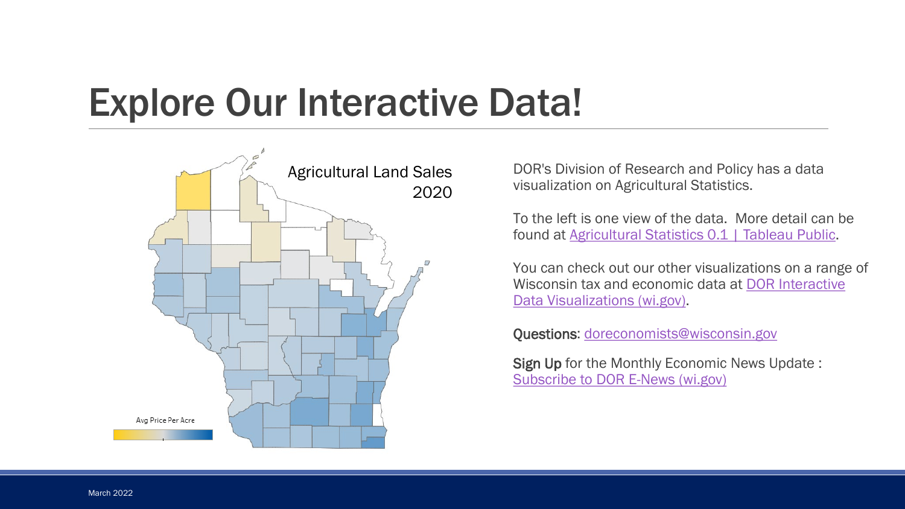# Explore Our Interactive Data!

Agricultural Land Sales 2020

Avg Price Per Acre

DOR's Division of Research and Policy has a data visualization on Agricultural Statistics.

To the left is one view of the data. More detail can be found at Agricultural Statistics 0.1 | Tableau Public.

You can check out our other visualizations on a range of Wisconsin tax and economic data at DOR Interactive Data Visualizations (wi.gov).

**Questions**: doreconomists@wisconsin.gov

**Sign Up** for the Monthly Economic News Update : Subscribe to DOR E-News (wi.gov)

March 2022